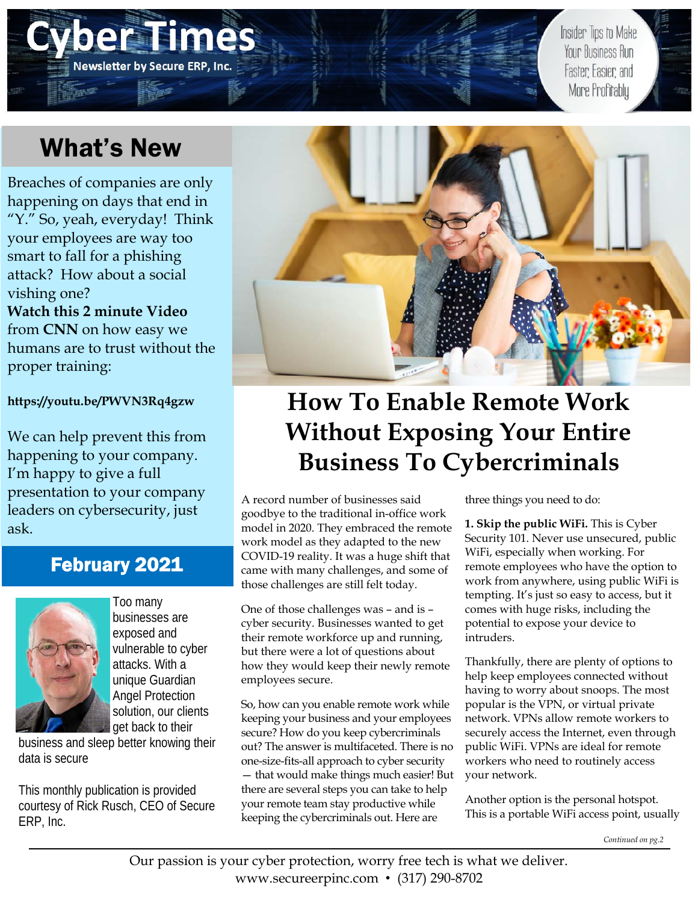# Cyber Times

Newsletter by Secure ERP, Inc.

Insider Tips to Make Your Business Run Faster, Easier, and More Profitably

## What's New

Breaches of companies are only happening on days that end in "Y." So, yeah, everyday! Think your employees are way too smart to fall for a phishing attack? How about a social vishing one?

**Watch this 2 minute Video** from **CNN** on how easy we humans are to trust without the proper training:

**https://youtu.be/PWVN3Rq4gzw**

We can help prevent this from happening to your company. I'm happy to give a full presentation to your company leaders on cybersecurity, just ask.

## February 2021

Too many businesses are exposed and vulnerable to cyber attacks. With a unique Guardian Angel Protection solution, our clients get back to their business and sleep better knowing their data is secure

This monthly publication is provided courtesy of Rick Rusch, CEO of Secure ERP, Inc.

# How To Enable Remote Work Without Exposing Your Entire Business To Cybercriminals

A record number of businesses said goodbye to the traditional in-office work model in 2020. They embraced the remote work model as they adapted to the new COVID-19 reality. It was a huge shift that came with many challenges, and some of those challenges are still felt today.

One of those challenges was – and is – cyber security. Businesses wanted to get their remote workforce up and running, but there were a lot of questions about how they would keep their newly remote employees secure.

So, how can you enable remote work while keeping your business and your employees secure? How do you keep cybercriminals out? The answer is multifaceted. There is no one-size-fits-all approach to cyber security — that would make things much easier! But there are several steps you can take to help your remote team stay productive while keeping the cybercriminals out. Here are three things you need to do:

**1. Skip the public WiFi.** This is Cyber Security 101. Never use unsecured, public WiFi, especially when working. For remote employees who have the option to work from anywhere, using public WiFi is tempting. It's just so easy to access, but it comes with huge risks, including the potential to expose your device to intruders.

Thankfully, there are plenty of options to help keep employees connected without having to worry about snoops. The most popular is the VPN, or virtual private network. VPNs allow remote workers to securely access the Internet, even through public WiFi. VPNs are ideal for remote workers who need to routinely access your network.

Another option is the personal hotspot. This is a portable WiFi access point, usually

*Continued on pg.2*

Our passion is your cyber protection, worry free tech is what we deliver.
www.secureerpinc.com • (317) 290-8702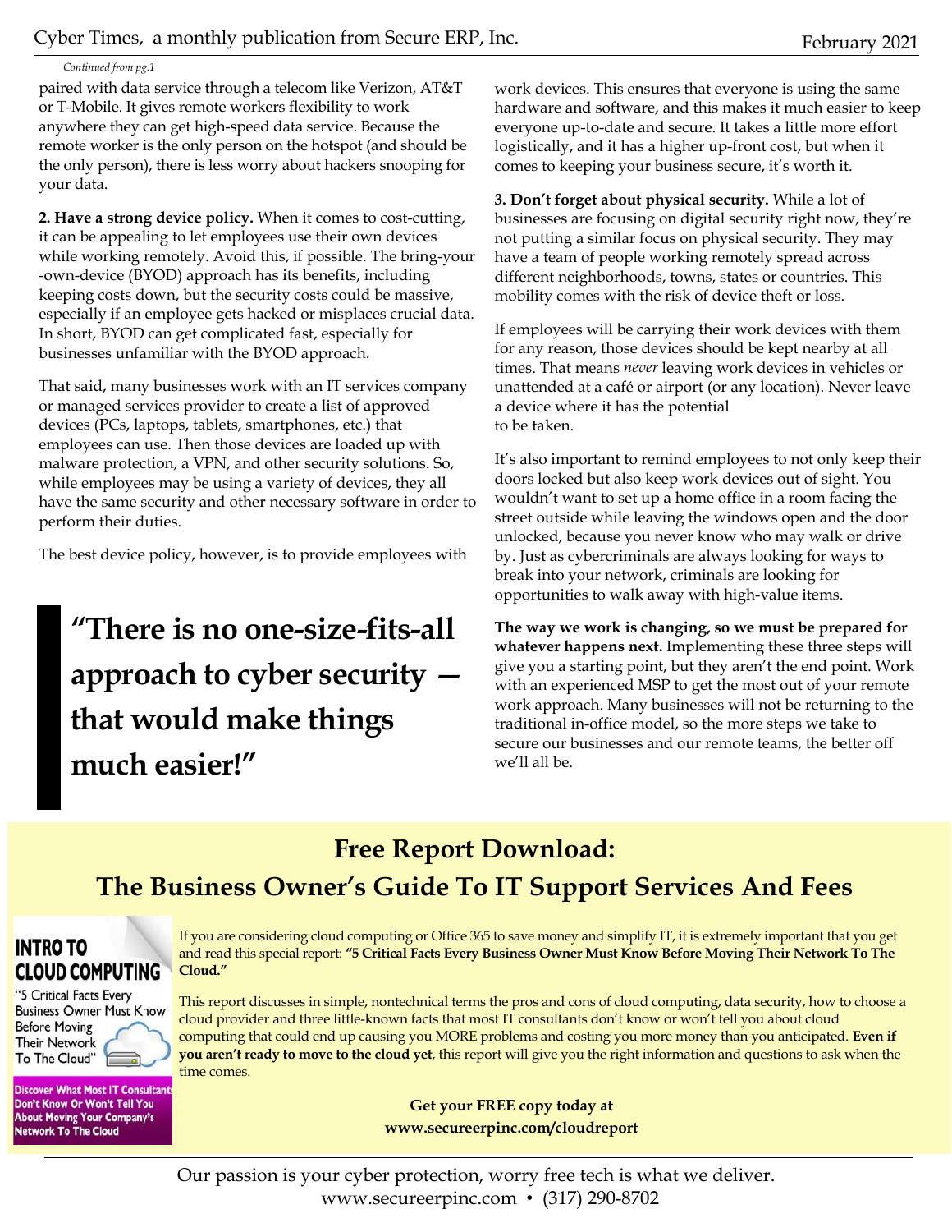*Continued from pg.1*

paired with data service through a telecom like Verizon, AT&T or T-Mobile. It gives remote workers flexibility to work anywhere they can get high-speed data service. Because the remote worker is the only person on the hotspot (and should be the only person), there is less worry about hackers snooping for your data.

**2. Have a strong device policy.** When it comes to cost-cutting, it can be appealing to let employees use their own devices while working remotely. Avoid this, if possible. The bring-your-own-device (BYOD) approach has its benefits, including keeping costs down, but the security costs could be massive, especially if an employee gets hacked or misplaces crucial data. In short, BYOD can get complicated fast, especially for businesses unfamiliar with the BYOD approach.

That said, many businesses work with an IT services company or managed services provider to create a list of approved devices (PCs, laptops, tablets, smartphones, etc.) that employees can use. Then those devices are loaded up with malware protection, a VPN, and other security solutions. So, while employees may be using a variety of devices, they all have the same security and other necessary software in order to perform their duties.

The best device policy, however, is to provide employees with work devices. This ensures that everyone is using the same hardware and software, and this makes it much easier to keep everyone up-to-date and secure. It takes a little more effort logistically, and it has a higher up-front cost, but when it comes to keeping your business secure, it's worth it.

> **"There is no one-size-fits-all approach to cyber security — that would make things much easier!"**

**3. Don't forget about physical security.** While a lot of businesses are focusing on digital security right now, they're not putting a similar focus on physical security. They may have a team of people working remotely spread across different neighborhoods, towns, states or countries. This mobility comes with the risk of device theft or loss.

If employees will be carrying their work devices with them for any reason, those devices should be kept nearby at all times. That means *never* leaving work devices in vehicles or unattended at a café or airport (or any location). Never leave a device where it has the potential to be taken.

It's also important to remind employees to not only keep their doors locked but also keep work devices out of sight. You wouldn't want to set up a home office in a room facing the street outside while leaving the windows open and the door unlocked, because you never know who may walk or drive by. Just as cybercriminals are always looking for ways to break into your network, criminals are looking for opportunities to walk away with high-value items.

**The way we work is changing, so we must be prepared for whatever happens next.** Implementing these three steps will give you a starting point, but they aren't the end point. Work with an experienced MSP to get the most out of your remote work approach. Many businesses will not be returning to the traditional in-office model, so the more steps we take to secure our businesses and our remote teams, the better off we'll all be.

## Free Report Download:
## The Business Owner's Guide To IT Support Services And Fees

**INTRO TO CLOUD COMPUTING**

"5 Critical Facts Every Business Owner Must Know Before Moving Their Network To The Cloud"

Discover What Most IT Consultants Don't Know Or Won't Tell You About Moving Your Company's Network To The Cloud

If you are considering cloud computing or Office 365 to save money and simplify IT, it is extremely important that you get and read this special report: **"5 Critical Facts Every Business Owner Must Know Before Moving Their Network To The Cloud."**

This report discusses in simple, nontechnical terms the pros and cons of cloud computing, data security, how to choose a cloud provider and three little-known facts that most IT consultants don't know or won't tell you about cloud computing that could end up causing you MORE problems and costing you more money than you anticipated. **Even if you aren't ready to move to the cloud yet**, this report will give you the right information and questions to ask when the time comes.

**Get your FREE copy today at www.secureerpinc.com/cloudreport**

Our passion is your cyber protection, worry free tech is what we deliver.
www.secureerpinc.com • (317) 290-8702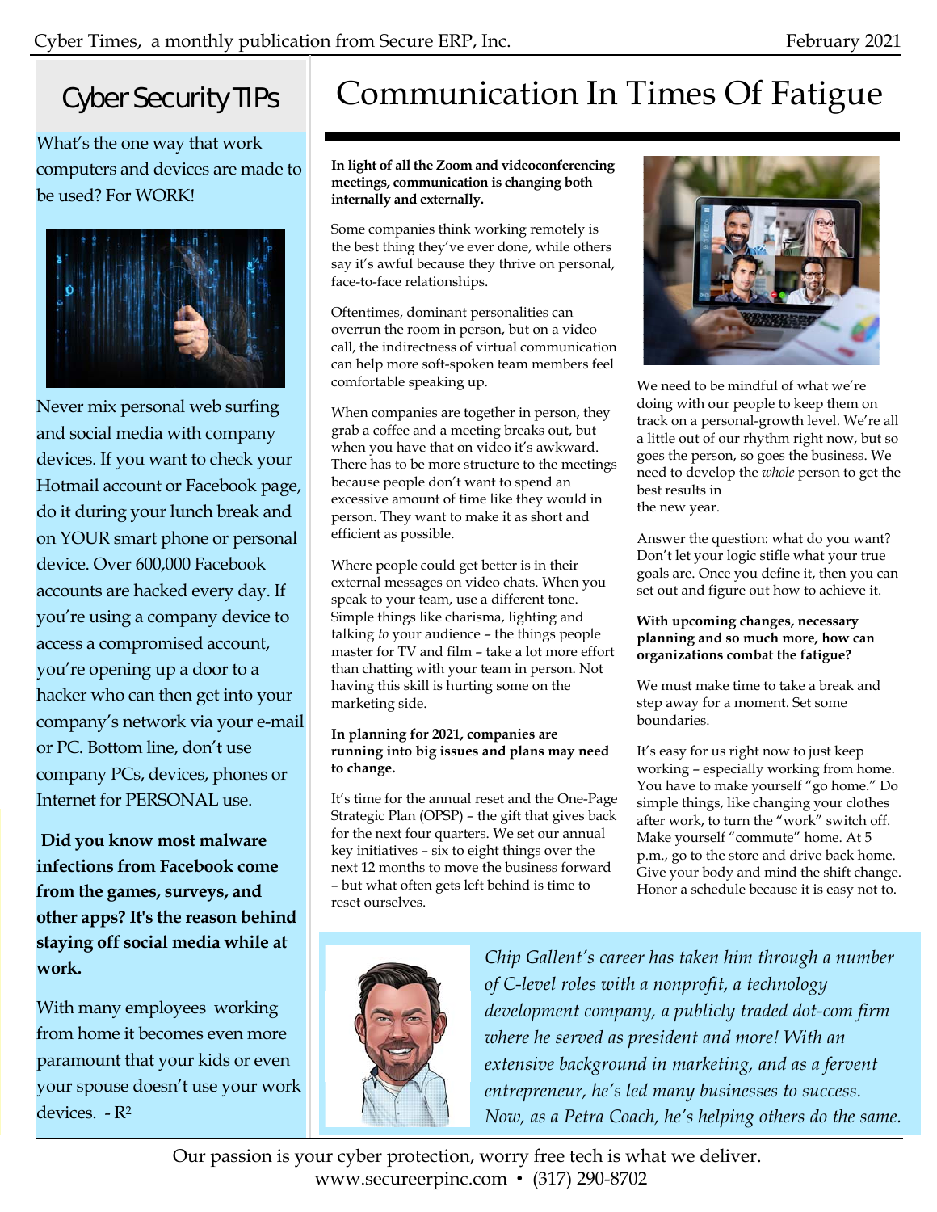## Cyber Security TIPs

What's the one way that work computers and devices are made to be used? For WORK!

Never mix personal web surfing and social media with company devices. If you want to check your Hotmail account or Facebook page, do it during your lunch break and on YOUR smart phone or personal device. Over 600,000 Facebook accounts are hacked every day. If you're using a company device to access a compromised account, you're opening up a door to a hacker who can then get into your company's network via your e-mail or PC. Bottom line, don't use company PCs, devices, phones or Internet for PERSONAL use.

**Did you know most malware infections from Facebook come from the games, surveys, and other apps? It's the reason behind staying off social media while at work.**

With many employees working from home it becomes even more paramount that your kids or even your spouse doesn't use your work devices. - R²

# Communication In Times Of Fatigue

**In light of all the Zoom and videoconferencing meetings, communication is changing both internally and externally.**

Some companies think working remotely is the best thing they've ever done, while others say it's awful because they thrive on personal, face-to-face relationships.

Oftentimes, dominant personalities can overrun the room in person, but on a video call, the indirectness of virtual communication can help more soft-spoken team members feel comfortable speaking up.

When companies are together in person, they grab a coffee and a meeting breaks out, but when you have that on video it's awkward. There has to be more structure to the meetings because people don't want to spend an excessive amount of time like they would in person. They want to make it as short and efficient as possible.

Where people could get better is in their external messages on video chats. When you speak to your team, use a different tone. Simple things like charisma, lighting and talking *to* your audience – the things people master for TV and film – take a lot more effort than chatting with your team in person. Not having this skill is hurting some on the marketing side.

**In planning for 2021, companies are running into big issues and plans may need to change.**

It's time for the annual reset and the One-Page Strategic Plan (OPSP) – the gift that gives back for the next four quarters. We set our annual key initiatives – six to eight things over the next 12 months to move the business forward – but what often gets left behind is time to reset ourselves.

We need to be mindful of what we're doing with our people to keep them on track on a personal-growth level. We're all a little out of our rhythm right now, but so goes the person, so goes the business. We need to develop the *whole* person to get the best results in the new year.

Answer the question: what do you want? Don't let your logic stifle what your true goals are. Once you define it, then you can set out and figure out how to achieve it.

**With upcoming changes, necessary planning and so much more, how can organizations combat the fatigue?**

We must make time to take a break and step away for a moment. Set some boundaries.

It's easy for us right now to just keep working – especially working from home. You have to make yourself "go home." Do simple things, like changing your clothes after work, to turn the "work" switch off. Make yourself "commute" home. At 5 p.m., go to the store and drive back home. Give your body and mind the shift change. Honor a schedule because it is easy not to.

*Chip Gallent's career has taken him through a number of C-level roles with a nonprofit, a technology development company, a publicly traded dot-com firm where he served as president and more! With an extensive background in marketing, and as a fervent entrepreneur, he's led many businesses to success. Now, as a Petra Coach, he's helping others do the same.*

Our passion is your cyber protection, worry free tech is what we deliver.
www.secureerpinc.com • (317) 290-8702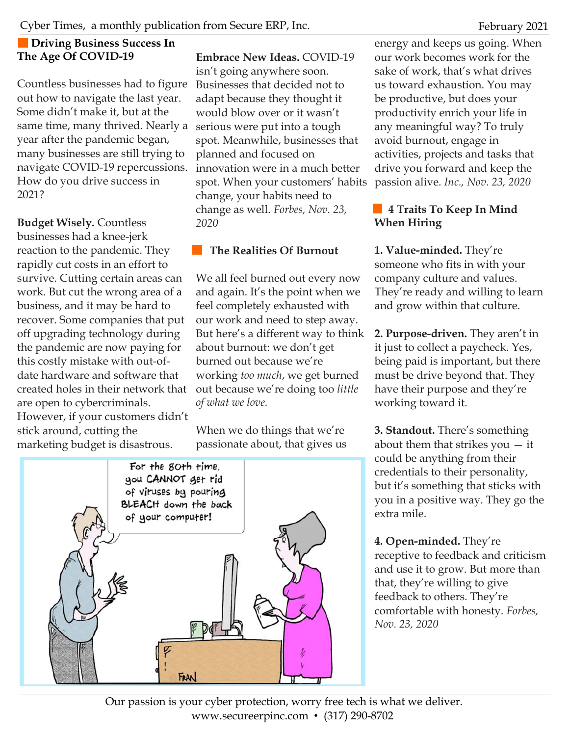## Driving Business Success In The Age Of COVID-19

Countless businesses had to figure out how to navigate the last year. Some didn't make it, but at the same time, many thrived. Nearly a year after the pandemic began, many businesses are still trying to navigate COVID-19 repercussions. How do you drive success in 2021?

**Budget Wisely.** Countless businesses had a knee-jerk reaction to the pandemic. They rapidly cut costs in an effort to survive. Cutting certain areas can work. But cut the wrong area of a business, and it may be hard to recover. Some companies that put off upgrading technology during the pandemic are now paying for this costly mistake with out-of-date hardware and software that created holes in their network that are open to cybercriminals. However, if your customers didn't stick around, cutting the marketing budget is disastrous.

**Embrace New Ideas.** COVID-19 isn't going anywhere soon. Businesses that decided not to adapt because they thought it would blow over or it wasn't serious were put into a tough spot. Meanwhile, businesses that planned and focused on innovation were in a much better spot. When your customers' habits change, your habits need to change as well. *Forbes, Nov. 23, 2020*

## The Realities Of Burnout

We all feel burned out every now and again. It's the point when we feel completely exhausted with our work and need to step away. But here's a different way to think about burnout: we don't get burned out because we're working *too much*, we get burned out because we're doing too *little of what we love.*

When we do things that we're passionate about, that gives us energy and keeps us going. When our work becomes work for the sake of work, that's what drives us toward exhaustion. You may be productive, but does your productivity enrich your life in any meaningful way? To truly avoid burnout, engage in activities, projects and tasks that drive you forward and keep the passion alive. *Inc., Nov. 23, 2020*

## 4 Traits To Keep In Mind When Hiring

**1. Value-minded.** They're someone who fits in with your company culture and values. They're ready and willing to learn and grow within that culture.

**2. Purpose-driven.** They aren't in it just to collect a paycheck. Yes, being paid is important, but there must be drive beyond that. They have their purpose and they're working toward it.

**3. Standout.** There's something about them that strikes you — it could be anything from their credentials to their personality, but it's something that sticks with you in a positive way. They go the extra mile.

**4. Open-minded.** They're receptive to feedback and criticism and use it to grow. But more than that, they're willing to give feedback to others. They're comfortable with honesty. *Forbes, Nov. 23, 2020*

For the 80th time, you CANNOT get rid of viruses by pouring BLEACH down the back of your computer!

Our passion is your cyber protection, worry free tech is what we deliver.
www.secureerpinc.com • (317) 290-8702